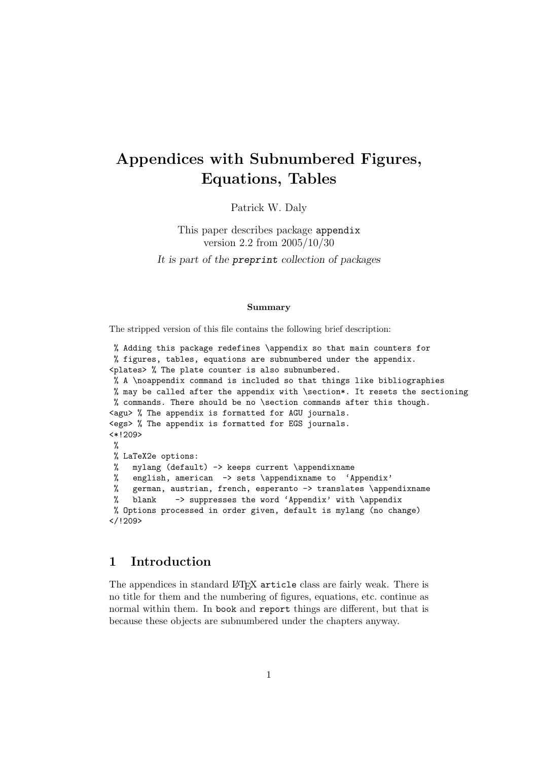// Appendices with Subnumbered Figures, Equations, Tables

# Appendices with Subnumbered Figures, Equations, Tables

Patrick W. Daly

This paper describes package `appendix`
version 2.2 from 2005/10/30

*It is part of the `preprint` collection of packages*

**Summary**

The stripped version of this file contains the following brief description:

```
 % Adding this package redefines \appendix so that main counters for
 % figures, tables, equations are subnumbered under the appendix.
<plates> % The plate counter is also subnumbered.
 % A \noappendix command is included so that things like bibliographies
 % may be called after the appendix with \section*. It resets the sectioning
 % commands. There should be no \section commands after this though.
<agu> % The appendix is formatted for AGU journals.
<egs> % The appendix is formatted for EGS journals.
<*!209>
 %
 % LaTeX2e options:
 %   mylang (default) -> keeps current \appendixname
 %   english, american  -> sets \appendixname to  'Appendix'
 %   german, austrian, french, esperanto -> translates \appendixname
 %   blank    -> suppresses the word 'Appendix' with \appendix
 % Options processed in order given, default is mylang (no change)
</!209>
```

## 1 Introduction

The appendices in standard LaTeX `article` class are fairly weak. There is no title for them and the numbering of figures, equations, etc. continue as normal within them. In `book` and `report` things are different, but that is because these objects are subnumbered under the chapters anyway.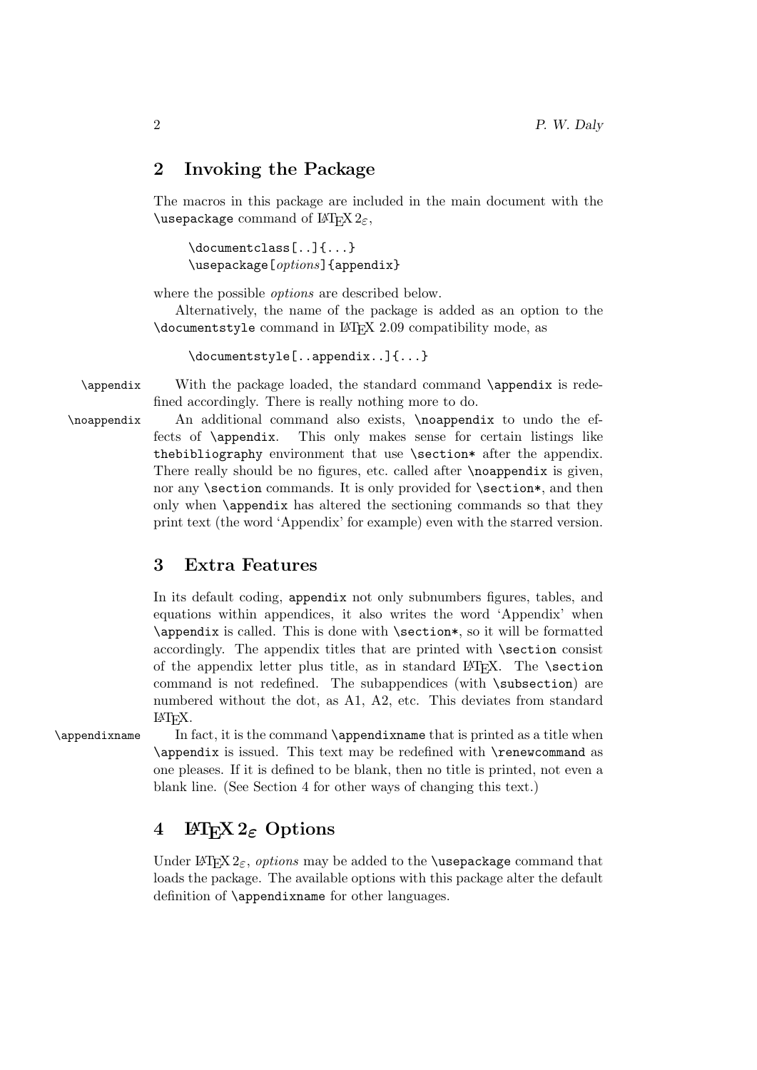## 2 Invoking the Package

The macros in this package are included in the main document with the `\usepackage` command of LaTeX $2_\varepsilon$,

```
\documentclass[..]{...}
\usepackage[options]{appendix}
```

where the possible *options* are described below.

Alternatively, the name of the package is added as an option to the `\documentstyle` command in LaTeX 2.09 compatibility mode, as

```
\documentstyle[..appendix..]{...}
```

`\appendix` With the package loaded, the standard command `\appendix` is redefined accordingly. There is really nothing more to do.

`\noappendix` An additional command also exists, `\noappendix` to undo the effects of `\appendix`. This only makes sense for certain listings like `thebibliography` environment that use `\section*` after the appendix. There really should be no figures, etc. called after `\noappendix` is given, nor any `\section` commands. It is only provided for `\section*`, and then only when `\appendix` has altered the sectioning commands so that they print text (the word 'Appendix' for example) even with the starred version.

## 3 Extra Features

In its default coding, `appendix` not only subnumbers figures, tables, and equations within appendices, it also writes the word 'Appendix' when `\appendix` is called. This is done with `\section*`, so it will be formatted accordingly. The appendix titles that are printed with `\section` consist of the appendix letter plus title, as in standard LaTeX. The `\section` command is not redefined. The subappendices (with `\subsection`) are numbered without the dot, as A1, A2, etc. This deviates from standard LaTeX.

`\appendixname` In fact, it is the command `\appendixname` that is printed as a title when `\appendix` is issued. This text may be redefined with `\renewcommand` as one pleases. If it is defined to be blank, then no title is printed, not even a blank line. (See Section 4 for other ways of changing this text.)

## 4 LaTeX $2_\varepsilon$ Options

Under LaTeX $2_\varepsilon$, *options* may be added to the `\usepackage` command that loads the package. The available options with this package alter the default definition of `\appendixname` for other languages.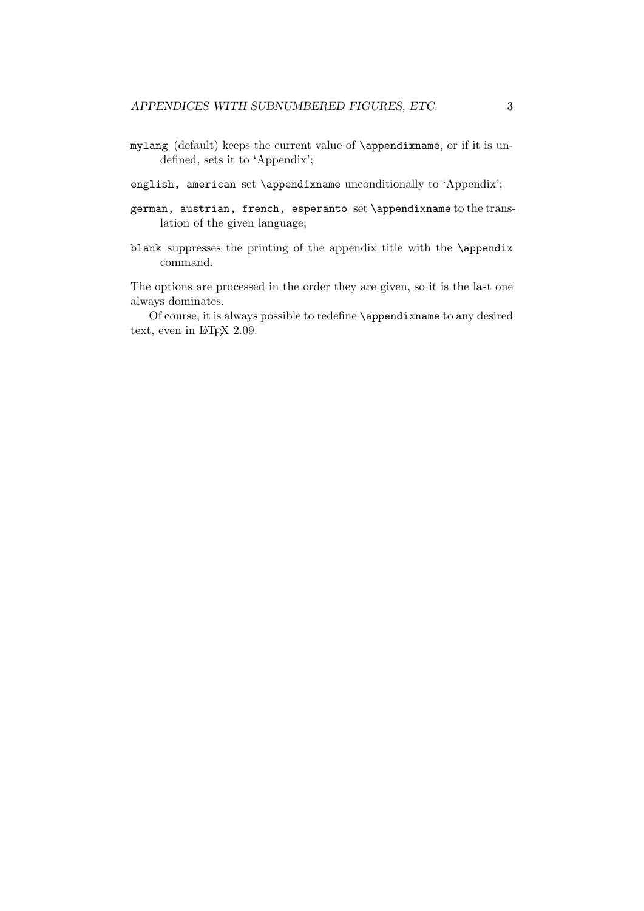`mylang` (default) keeps the current value of `\appendixname`, or if it is undefined, sets it to 'Appendix';

`english, american` set `\appendixname` unconditionally to 'Appendix';

`german, austrian, french, esperanto` set `\appendixname` to the translation of the given language;

`blank` suppresses the printing of the appendix title with the `\appendix` command.

The options are processed in the order they are given, so it is the last one always dominates.

Of course, it is always possible to redefine `\appendixname` to any desired text, even in LaTeX 2.09.